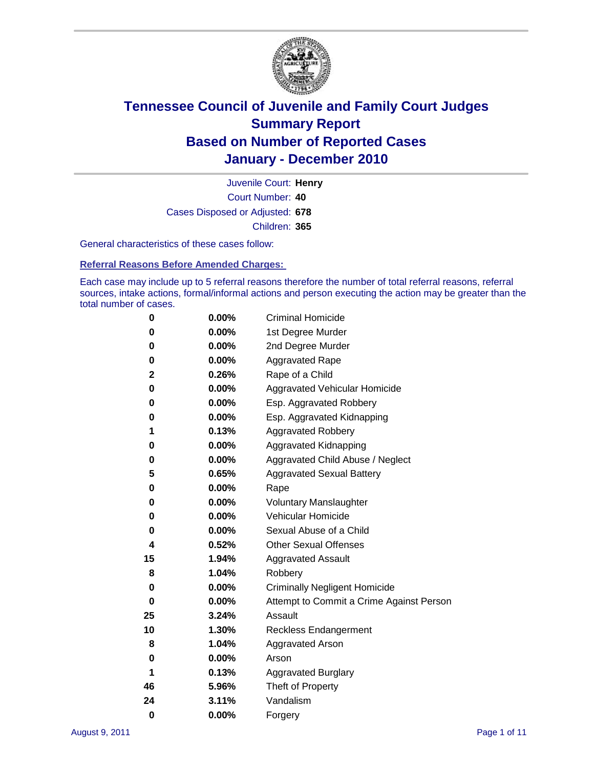# Tennessee Council of Juvenile and Family Court Judges
## Summary Report
## Based on Number of Reported Cases
## January - December 2010

Juvenile Court: **Henry**

Court Number: **40**

Cases Disposed or Adjusted: **678**

Children: **365**

General characteristics of these cases follow:

### Referral Reasons Before Amended Charges:

Each case may include up to 5 referral reasons therefore the number of total referral reasons, referral sources, intake actions, formal/informal actions and person executing the action may be greater than the total number of cases.

| Count | Percent | Referral Reason |
|---|---|---|
| 0 | 0.00% | Criminal Homicide |
| 0 | 0.00% | 1st Degree Murder |
| 0 | 0.00% | 2nd Degree Murder |
| 0 | 0.00% | Aggravated Rape |
| 2 | 0.26% | Rape of a Child |
| 0 | 0.00% | Aggravated Vehicular Homicide |
| 0 | 0.00% | Esp. Aggravated Robbery |
| 0 | 0.00% | Esp. Aggravated Kidnapping |
| 1 | 0.13% | Aggravated Robbery |
| 0 | 0.00% | Aggravated Kidnapping |
| 0 | 0.00% | Aggravated Child Abuse / Neglect |
| 5 | 0.65% | Aggravated Sexual Battery |
| 0 | 0.00% | Rape |
| 0 | 0.00% | Voluntary Manslaughter |
| 0 | 0.00% | Vehicular Homicide |
| 0 | 0.00% | Sexual Abuse of a Child |
| 4 | 0.52% | Other Sexual Offenses |
| 15 | 1.94% | Aggravated Assault |
| 8 | 1.04% | Robbery |
| 0 | 0.00% | Criminally Negligent Homicide |
| 0 | 0.00% | Attempt to Commit a Crime Against Person |
| 25 | 3.24% | Assault |
| 10 | 1.30% | Reckless Endangerment |
| 8 | 1.04% | Aggravated Arson |
| 0 | 0.00% | Arson |
| 1 | 0.13% | Aggravated Burglary |
| 46 | 5.96% | Theft of Property |
| 24 | 3.11% | Vandalism |
| 0 | 0.00% | Forgery |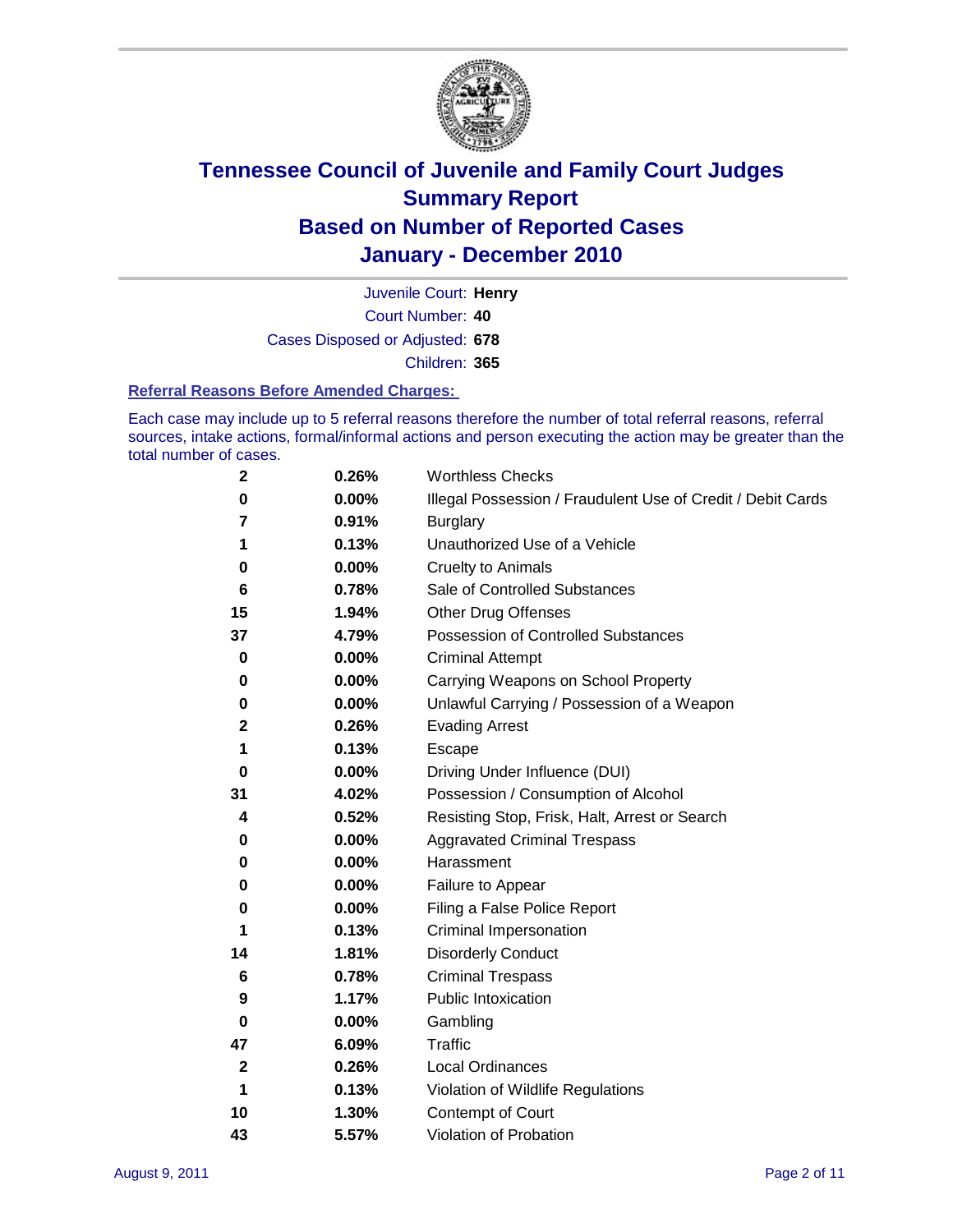# Tennessee Council of Juvenile and Family Court Judges
## Summary Report
## Based on Number of Reported Cases
## January - December 2010

Juvenile Court: **Henry**
Court Number: **40**
Cases Disposed or Adjusted: **678**
Children: **365**

### Referral Reasons Before Amended Charges:

Each case may include up to 5 referral reasons therefore the number of total referral reasons, referral sources, intake actions, formal/informal actions and person executing the action may be greater than the total number of cases.

| Count | Percent | Referral Reason |
|---|---|---|
| 2 | 0.26% | Worthless Checks |
| 0 | 0.00% | Illegal Possession / Fraudulent Use of Credit / Debit Cards |
| 7 | 0.91% | Burglary |
| 1 | 0.13% | Unauthorized Use of a Vehicle |
| 0 | 0.00% | Cruelty to Animals |
| 6 | 0.78% | Sale of Controlled Substances |
| 15 | 1.94% | Other Drug Offenses |
| 37 | 4.79% | Possession of Controlled Substances |
| 0 | 0.00% | Criminal Attempt |
| 0 | 0.00% | Carrying Weapons on School Property |
| 0 | 0.00% | Unlawful Carrying / Possession of a Weapon |
| 2 | 0.26% | Evading Arrest |
| 1 | 0.13% | Escape |
| 0 | 0.00% | Driving Under Influence (DUI) |
| 31 | 4.02% | Possession / Consumption of Alcohol |
| 4 | 0.52% | Resisting Stop, Frisk, Halt, Arrest or Search |
| 0 | 0.00% | Aggravated Criminal Trespass |
| 0 | 0.00% | Harassment |
| 0 | 0.00% | Failure to Appear |
| 0 | 0.00% | Filing a False Police Report |
| 1 | 0.13% | Criminal Impersonation |
| 14 | 1.81% | Disorderly Conduct |
| 6 | 0.78% | Criminal Trespass |
| 9 | 1.17% | Public Intoxication |
| 0 | 0.00% | Gambling |
| 47 | 6.09% | Traffic |
| 2 | 0.26% | Local Ordinances |
| 1 | 0.13% | Violation of Wildlife Regulations |
| 10 | 1.30% | Contempt of Court |
| 43 | 5.57% | Violation of Probation |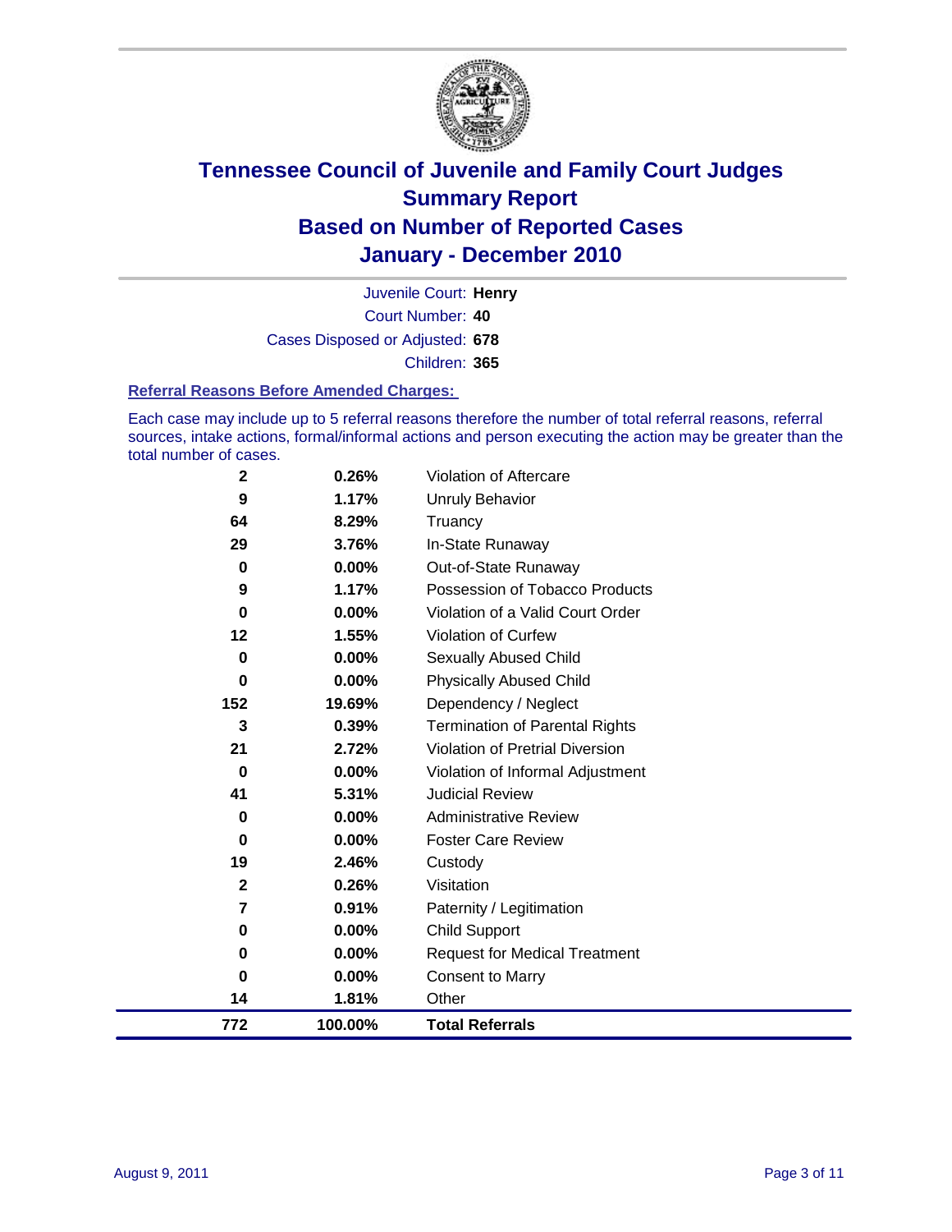# Tennessee Council of Juvenile and Family Court Judges
## Summary Report
## Based on Number of Reported Cases
## January - December 2010

Juvenile Court: **Henry**
Court Number: **40**
Cases Disposed or Adjusted: **678**
Children: **365**

### Referral Reasons Before Amended Charges:

Each case may include up to 5 referral reasons therefore the number of total referral reasons, referral sources, intake actions, formal/informal actions and person executing the action may be greater than the total number of cases.

| Count | Percent | Referral Reason |
|---|---|---|
| 2 | 0.26% | Violation of Aftercare |
| 9 | 1.17% | Unruly Behavior |
| 64 | 8.29% | Truancy |
| 29 | 3.76% | In-State Runaway |
| 0 | 0.00% | Out-of-State Runaway |
| 9 | 1.17% | Possession of Tobacco Products |
| 0 | 0.00% | Violation of a Valid Court Order |
| 12 | 1.55% | Violation of Curfew |
| 0 | 0.00% | Sexually Abused Child |
| 0 | 0.00% | Physically Abused Child |
| 152 | 19.69% | Dependency / Neglect |
| 3 | 0.39% | Termination of Parental Rights |
| 21 | 2.72% | Violation of Pretrial Diversion |
| 0 | 0.00% | Violation of Informal Adjustment |
| 41 | 5.31% | Judicial Review |
| 0 | 0.00% | Administrative Review |
| 0 | 0.00% | Foster Care Review |
| 19 | 2.46% | Custody |
| 2 | 0.26% | Visitation |
| 7 | 0.91% | Paternity / Legitimation |
| 0 | 0.00% | Child Support |
| 0 | 0.00% | Request for Medical Treatment |
| 0 | 0.00% | Consent to Marry |
| 14 | 1.81% | Other |
| **772** | **100.00%** | **Total Referrals** |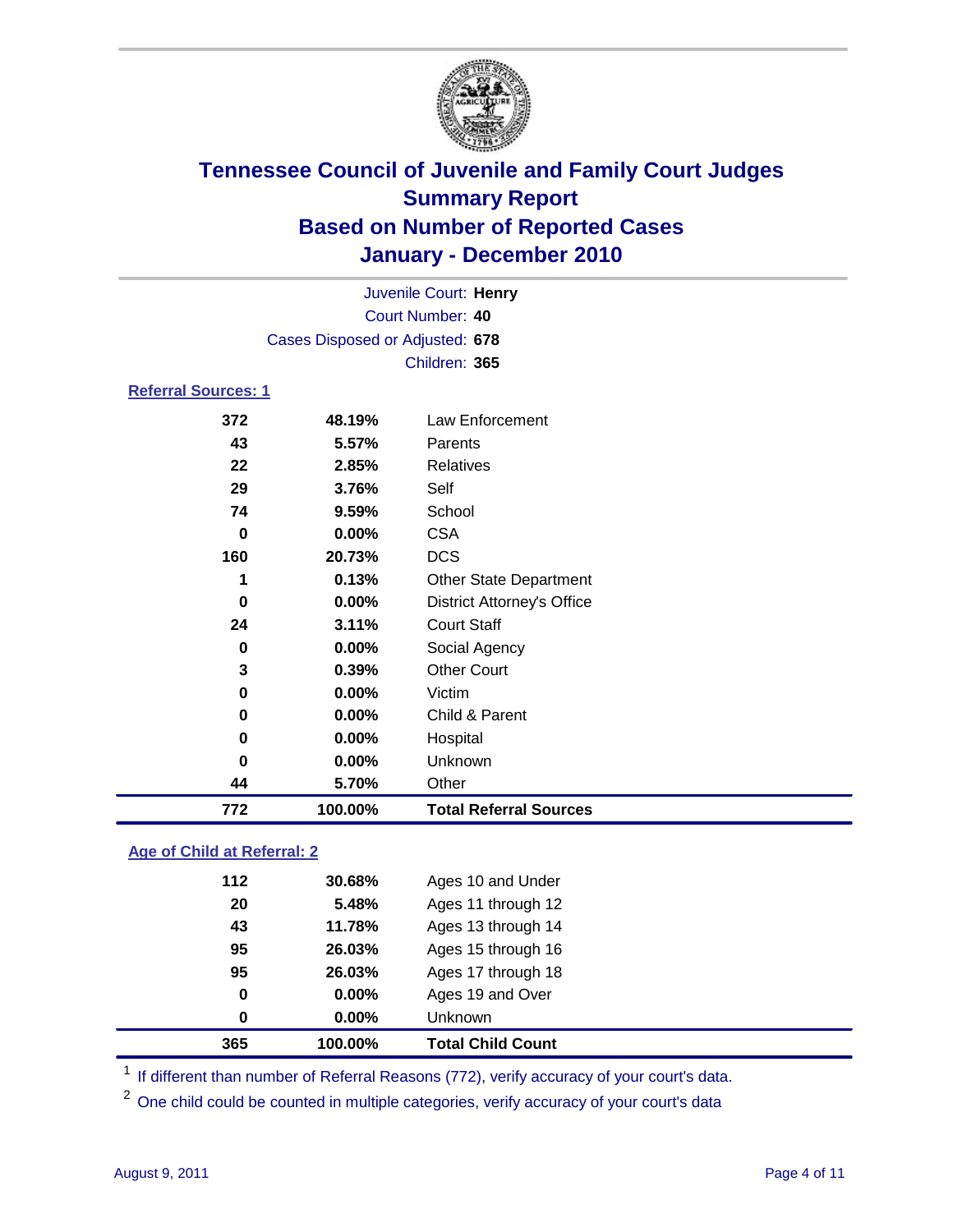# Tennessee Council of Juvenile and Family Court Judges
## Summary Report
## Based on Number of Reported Cases
## January - December 2010

Juvenile Court: **Henry**

Court Number: **40**

Cases Disposed or Adjusted: **678**

Children: **365**

### Referral Sources: 1

| | | |
|---|---|---|
| 372 | 48.19% | Law Enforcement |
| 43 | 5.57% | Parents |
| 22 | 2.85% | Relatives |
| 29 | 3.76% | Self |
| 74 | 9.59% | School |
| 0 | 0.00% | CSA |
| 160 | 20.73% | DCS |
| 1 | 0.13% | Other State Department |
| 0 | 0.00% | District Attorney's Office |
| 24 | 3.11% | Court Staff |
| 0 | 0.00% | Social Agency |
| 3 | 0.39% | Other Court |
| 0 | 0.00% | Victim |
| 0 | 0.00% | Child & Parent |
| 0 | 0.00% | Hospital |
| 0 | 0.00% | Unknown |
| 44 | 5.70% | Other |
| **772** | **100.00%** | **Total Referral Sources** |

### Age of Child at Referral: 2

| | | |
|---|---|---|
| 112 | 30.68% | Ages 10 and Under |
| 20 | 5.48% | Ages 11 through 12 |
| 43 | 11.78% | Ages 13 through 14 |
| 95 | 26.03% | Ages 15 through 16 |
| 95 | 26.03% | Ages 17 through 18 |
| 0 | 0.00% | Ages 19 and Over |
| 0 | 0.00% | Unknown |
| **365** | **100.00%** | **Total Child Count** |

[1] If different than number of Referral Reasons (772), verify accuracy of your court's data.

[2] One child could be counted in multiple categories, verify accuracy of your court's data

August 9, 2011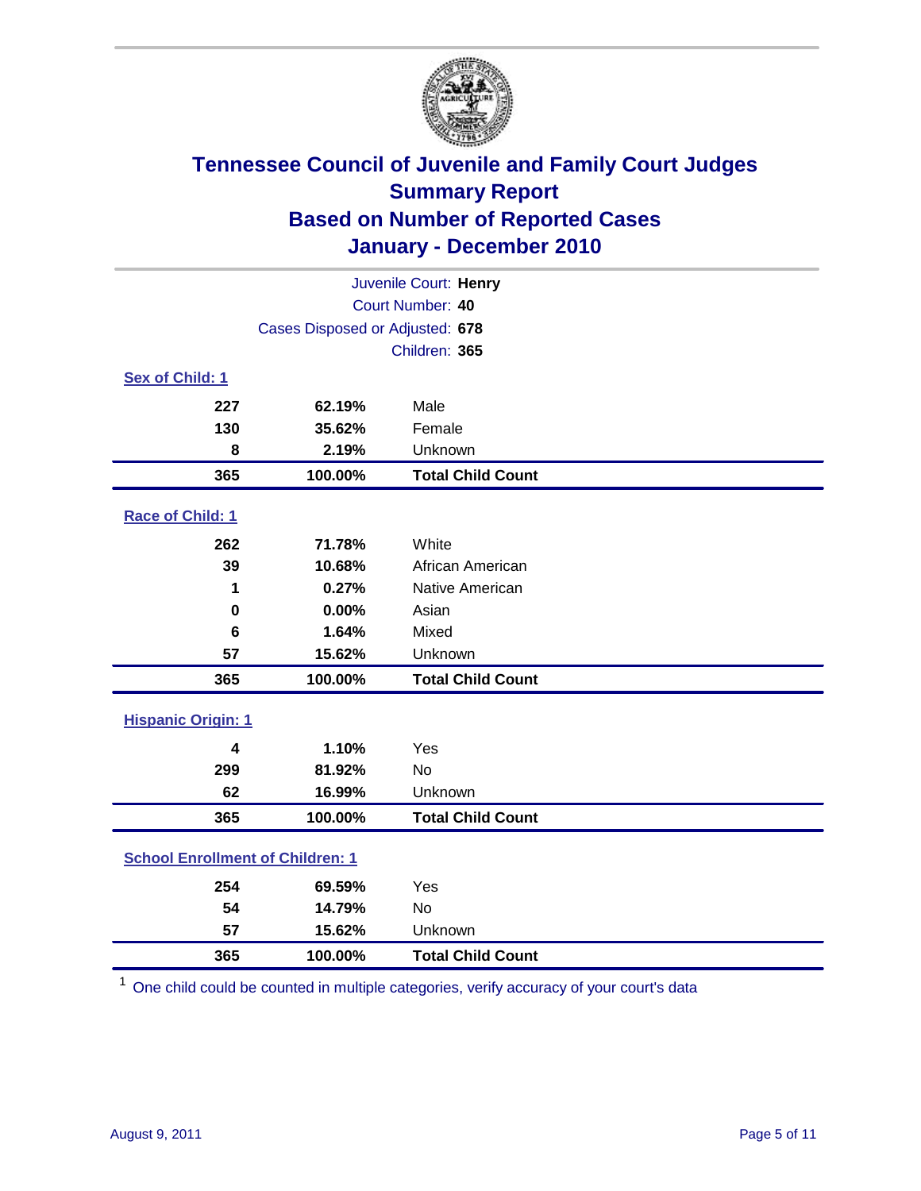# Tennessee Council of Juvenile and Family Court Judges
## Summary Report
## Based on Number of Reported Cases
## January - December 2010

Juvenile Court: **Henry**
Court Number: **40**
Cases Disposed or Adjusted: **678**
Children: **365**

### Sex of Child: 1

| | | |
|---|---|---|
| 227 | 62.19% | Male |
| 130 | 35.62% | Female |
| 8 | 2.19% | Unknown |
| **365** | **100.00%** | **Total Child Count** |

### Race of Child: 1

| | | |
|---|---|---|
| 262 | 71.78% | White |
| 39 | 10.68% | African American |
| 1 | 0.27% | Native American |
| 0 | 0.00% | Asian |
| 6 | 1.64% | Mixed |
| 57 | 15.62% | Unknown |
| **365** | **100.00%** | **Total Child Count** |

### Hispanic Origin: 1

| | | |
|---|---|---|
| 4 | 1.10% | Yes |
| 299 | 81.92% | No |
| 62 | 16.99% | Unknown |
| **365** | **100.00%** | **Total Child Count** |

### School Enrollment of Children: 1

| | | |
|---|---|---|
| 254 | 69.59% | Yes |
| 54 | 14.79% | No |
| 57 | 15.62% | Unknown |
| **365** | **100.00%** | **Total Child Count** |

[1] One child could be counted in multiple categories, verify accuracy of your court's data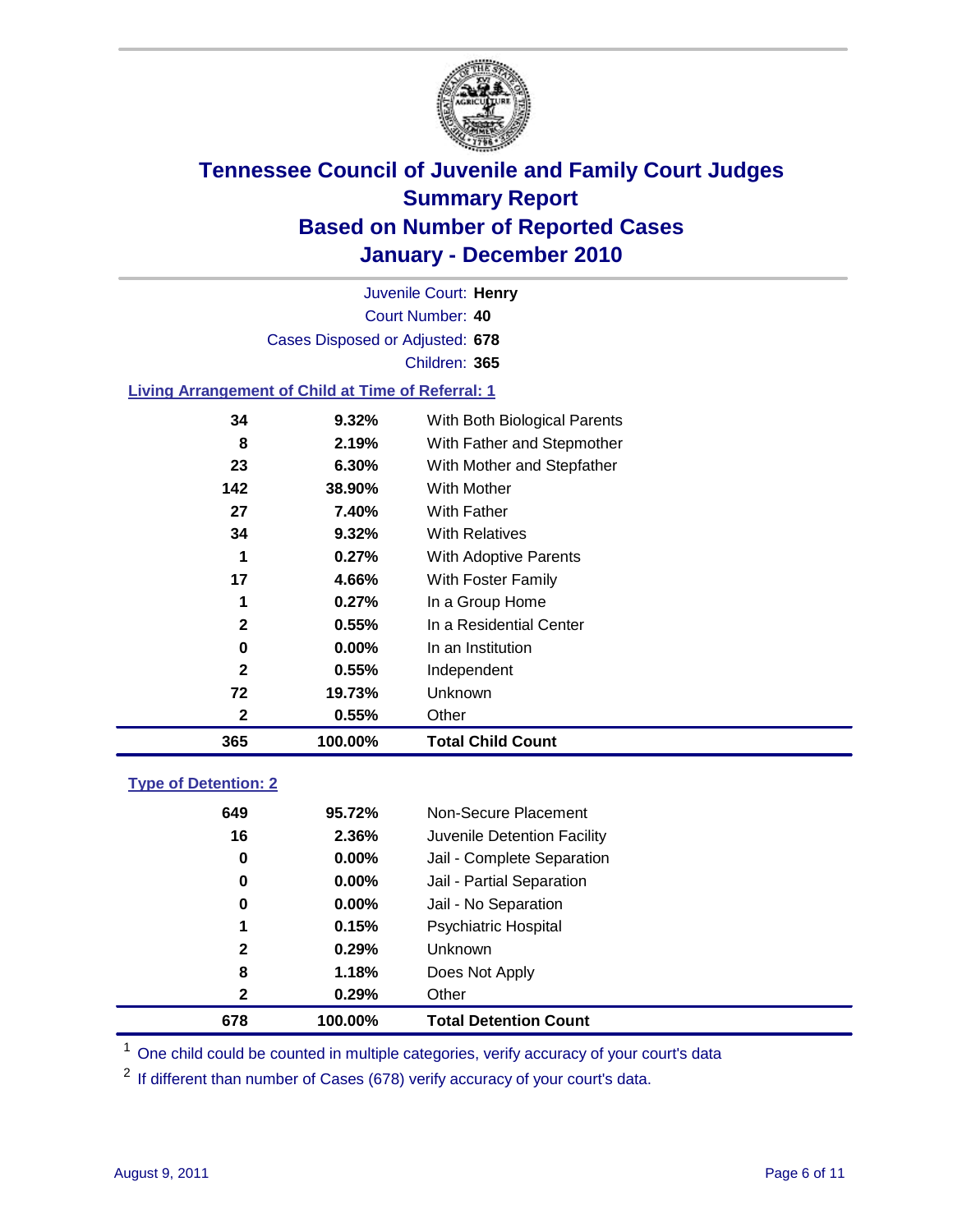# Tennessee Council of Juvenile and Family Court Judges
## Summary Report
## Based on Number of Reported Cases
## January - December 2010

Juvenile Court: **Henry**

Court Number: **40**

Cases Disposed or Adjusted: **678**

Children: **365**

### Living Arrangement of Child at Time of Referral: 1

| | | |
|---|---|---|
| 34 | 9.32% | With Both Biological Parents |
| 8 | 2.19% | With Father and Stepmother |
| 23 | 6.30% | With Mother and Stepfather |
| 142 | 38.90% | With Mother |
| 27 | 7.40% | With Father |
| 34 | 9.32% | With Relatives |
| 1 | 0.27% | With Adoptive Parents |
| 17 | 4.66% | With Foster Family |
| 1 | 0.27% | In a Group Home |
| 2 | 0.55% | In a Residential Center |
| 0 | 0.00% | In an Institution |
| 2 | 0.55% | Independent |
| 72 | 19.73% | Unknown |
| 2 | 0.55% | Other |
| **365** | **100.00%** | **Total Child Count** |

### Type of Detention: 2

| | | |
|---|---|---|
| 649 | 95.72% | Non-Secure Placement |
| 16 | 2.36% | Juvenile Detention Facility |
| 0 | 0.00% | Jail - Complete Separation |
| 0 | 0.00% | Jail - Partial Separation |
| 0 | 0.00% | Jail - No Separation |
| 1 | 0.15% | Psychiatric Hospital |
| 2 | 0.29% | Unknown |
| 8 | 1.18% | Does Not Apply |
| 2 | 0.29% | Other |
| **678** | **100.00%** | **Total Detention Count** |

[1] One child could be counted in multiple categories, verify accuracy of your court's data

[2] If different than number of Cases (678) verify accuracy of your court's data.

August 9, 2011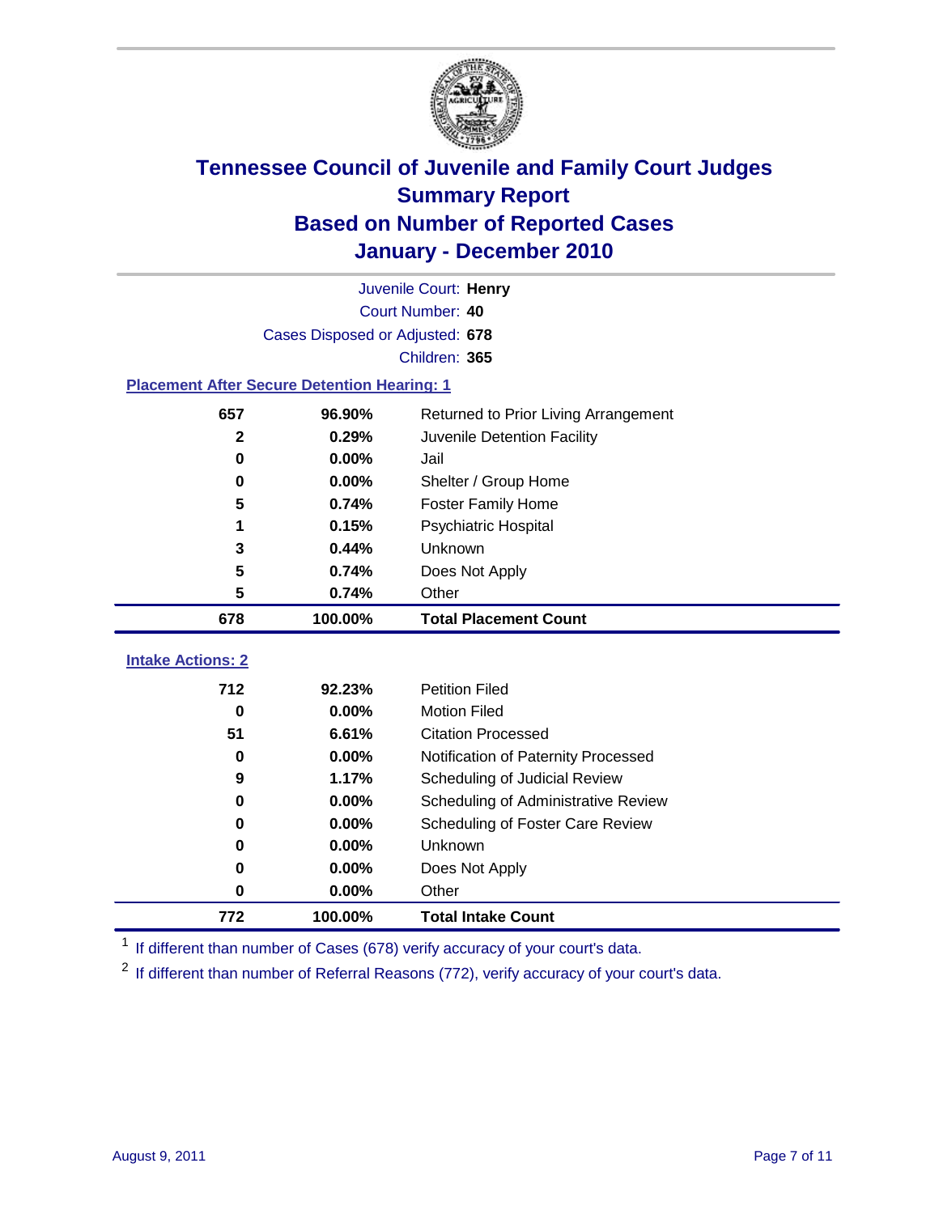# Tennessee Council of Juvenile and Family Court Judges
## Summary Report
## Based on Number of Reported Cases
## January - December 2010

Juvenile Court: **Henry**
Court Number: **40**
Cases Disposed or Adjusted: **678**
Children: **365**

### Placement After Secure Detention Hearing: 1

| Count | Percent | Placement |
|---|---|---|
| 657 | 96.90% | Returned to Prior Living Arrangement |
| 2 | 0.29% | Juvenile Detention Facility |
| 0 | 0.00% | Jail |
| 0 | 0.00% | Shelter / Group Home |
| 5 | 0.74% | Foster Family Home |
| 1 | 0.15% | Psychiatric Hospital |
| 3 | 0.44% | Unknown |
| 5 | 0.74% | Does Not Apply |
| 5 | 0.74% | Other |
| **678** | **100.00%** | **Total Placement Count** |

### Intake Actions: 2

| Count | Percent | Intake Action |
|---|---|---|
| 712 | 92.23% | Petition Filed |
| 0 | 0.00% | Motion Filed |
| 51 | 6.61% | Citation Processed |
| 0 | 0.00% | Notification of Paternity Processed |
| 9 | 1.17% | Scheduling of Judicial Review |
| 0 | 0.00% | Scheduling of Administrative Review |
| 0 | 0.00% | Scheduling of Foster Care Review |
| 0 | 0.00% | Unknown |
| 0 | 0.00% | Does Not Apply |
| 0 | 0.00% | Other |
| **772** | **100.00%** | **Total Intake Count** |

[1] If different than number of Cases (678) verify accuracy of your court's data.

[2] If different than number of Referral Reasons (772), verify accuracy of your court's data.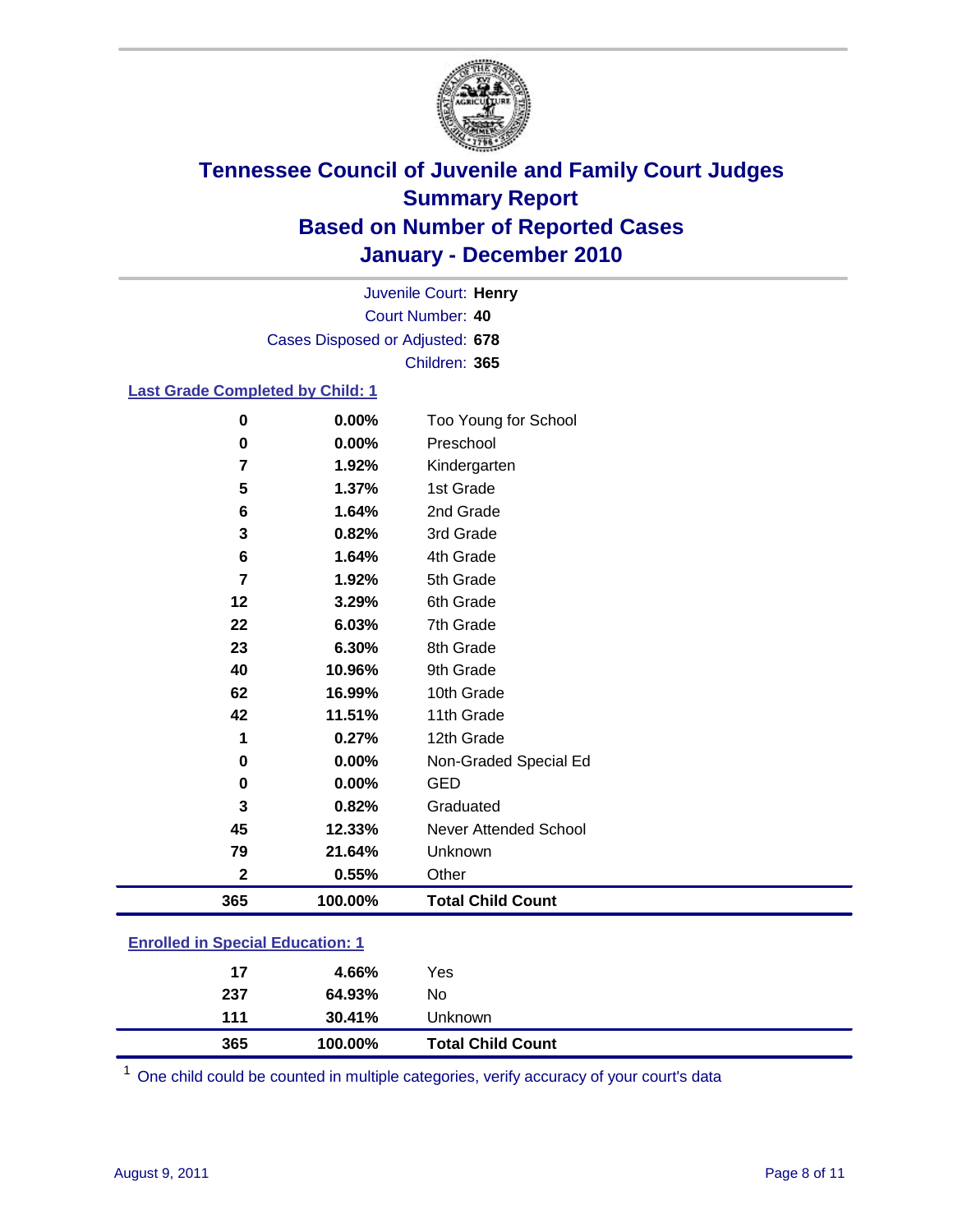# Tennessee Council of Juvenile and Family Court Judges
## Summary Report
## Based on Number of Reported Cases
## January - December 2010

Juvenile Court: **Henry**
Court Number: **40**
Cases Disposed or Adjusted: **678**
Children: **365**

### Last Grade Completed by Child: 1

| Count | Percent | Category |
|---|---|---|
| 0 | 0.00% | Too Young for School |
| 0 | 0.00% | Preschool |
| 7 | 1.92% | Kindergarten |
| 5 | 1.37% | 1st Grade |
| 6 | 1.64% | 2nd Grade |
| 3 | 0.82% | 3rd Grade |
| 6 | 1.64% | 4th Grade |
| 7 | 1.92% | 5th Grade |
| 12 | 3.29% | 6th Grade |
| 22 | 6.03% | 7th Grade |
| 23 | 6.30% | 8th Grade |
| 40 | 10.96% | 9th Grade |
| 62 | 16.99% | 10th Grade |
| 42 | 11.51% | 11th Grade |
| 1 | 0.27% | 12th Grade |
| 0 | 0.00% | Non-Graded Special Ed |
| 0 | 0.00% | GED |
| 3 | 0.82% | Graduated |
| 45 | 12.33% | Never Attended School |
| 79 | 21.64% | Unknown |
| 2 | 0.55% | Other |
| **365** | **100.00%** | **Total Child Count** |

### Enrolled in Special Education: 1

| Count | Percent | Category |
|---|---|---|
| 17 | 4.66% | Yes |
| 237 | 64.93% | No |
| 111 | 30.41% | Unknown |
| **365** | **100.00%** | **Total Child Count** |

[1] One child could be counted in multiple categories, verify accuracy of your court's data

August 9, 2011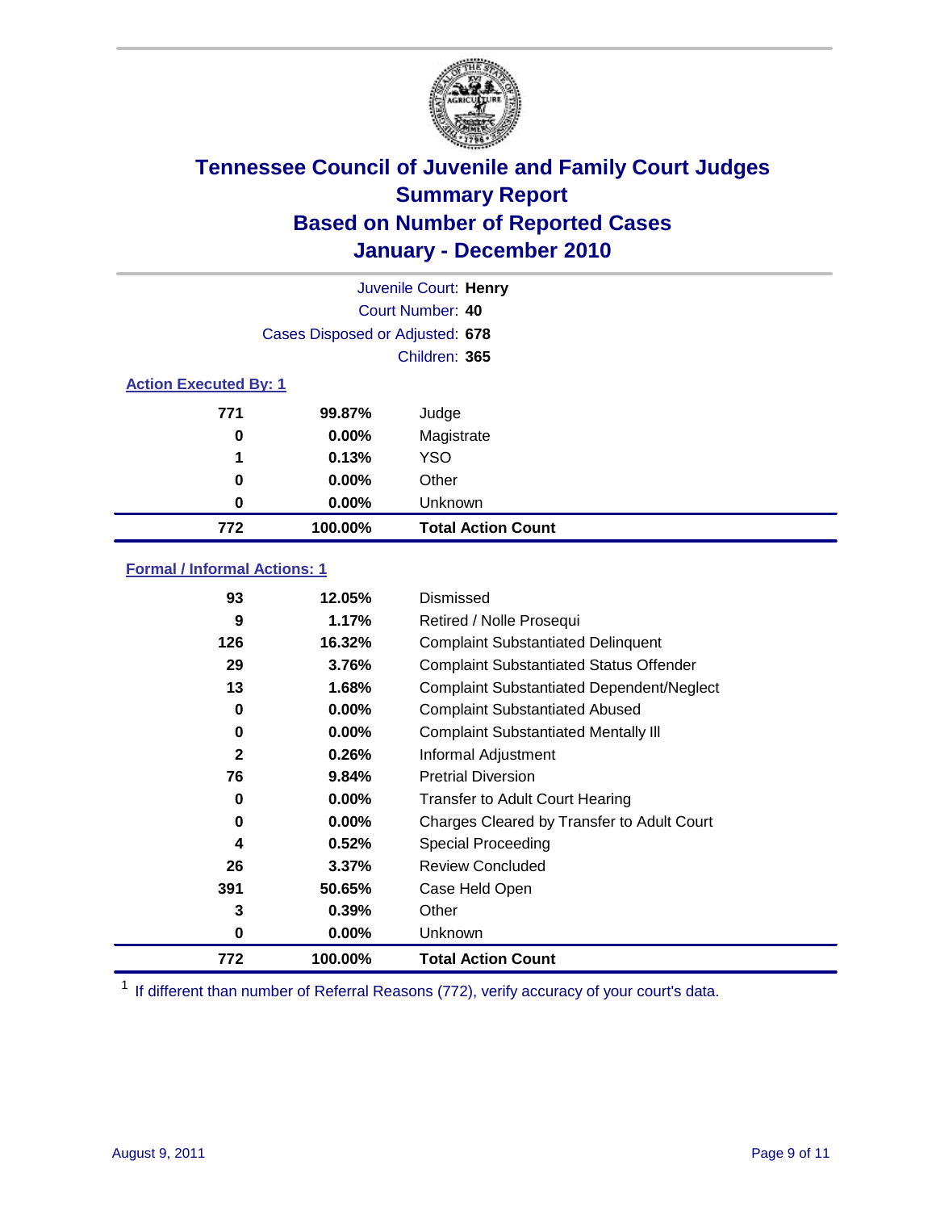# Tennessee Council of Juvenile and Family Court Judges
## Summary Report
## Based on Number of Reported Cases
## January - December 2010

Juvenile Court: **Henry**
Court Number: **40**
Cases Disposed or Adjusted: **678**
Children: **365**

### Action Executed By: 1

| | | |
|---|---|---|
| 771 | 99.87% | Judge |
| 0 | 0.00% | Magistrate |
| 1 | 0.13% | YSO |
| 0 | 0.00% | Other |
| 0 | 0.00% | Unknown |
| **772** | **100.00%** | **Total Action Count** |

### Formal / Informal Actions: 1

| | | |
|---|---|---|
| 93 | 12.05% | Dismissed |
| 9 | 1.17% | Retired / Nolle Prosequi |
| 126 | 16.32% | Complaint Substantiated Delinquent |
| 29 | 3.76% | Complaint Substantiated Status Offender |
| 13 | 1.68% | Complaint Substantiated Dependent/Neglect |
| 0 | 0.00% | Complaint Substantiated Abused |
| 0 | 0.00% | Complaint Substantiated Mentally Ill |
| 2 | 0.26% | Informal Adjustment |
| 76 | 9.84% | Pretrial Diversion |
| 0 | 0.00% | Transfer to Adult Court Hearing |
| 0 | 0.00% | Charges Cleared by Transfer to Adult Court |
| 4 | 0.52% | Special Proceeding |
| 26 | 3.37% | Review Concluded |
| 391 | 50.65% | Case Held Open |
| 3 | 0.39% | Other |
| 0 | 0.00% | Unknown |
| **772** | **100.00%** | **Total Action Count** |

[1] If different than number of Referral Reasons (772), verify accuracy of your court's data.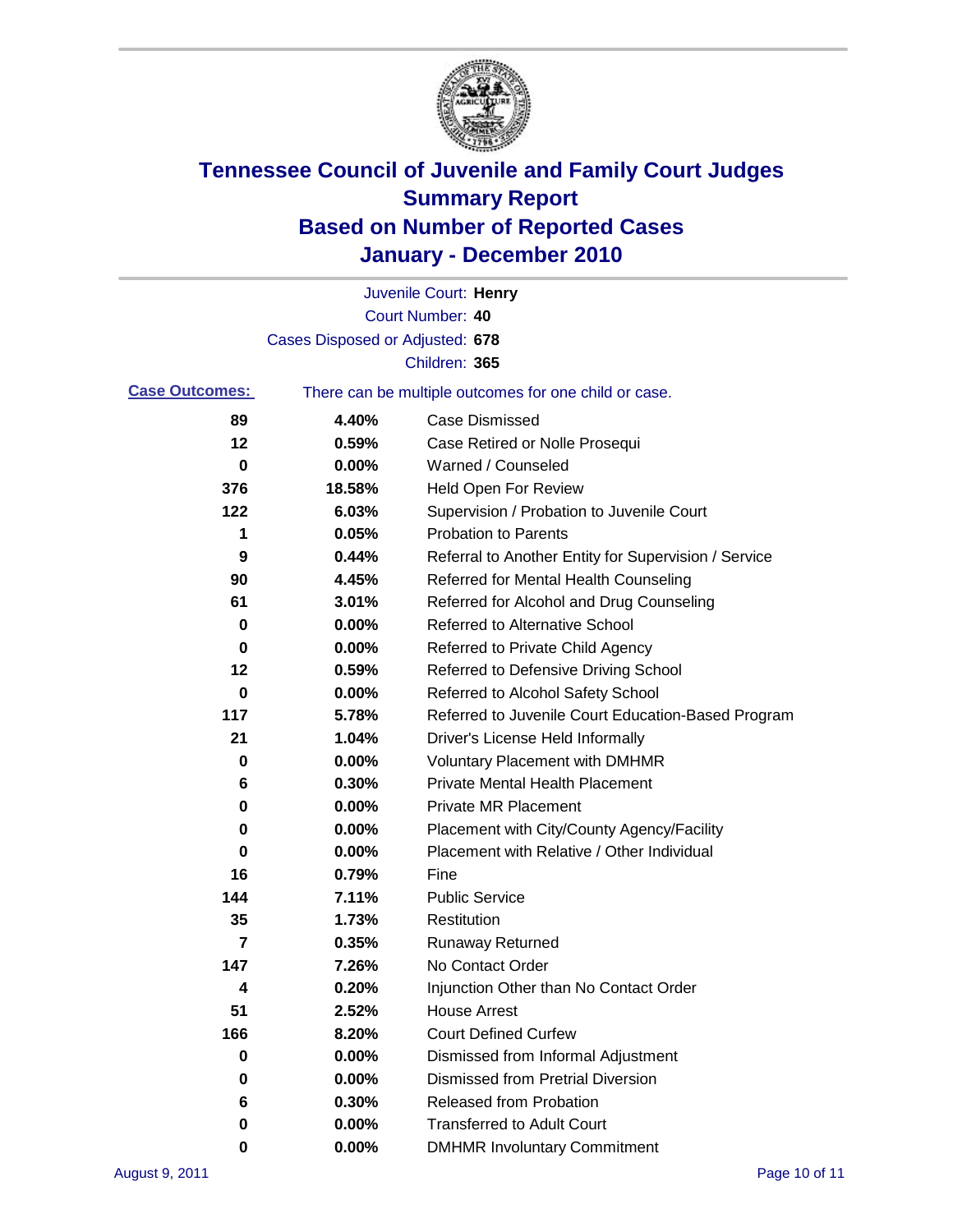# Tennessee Council of Juvenile and Family Court Judges
## Summary Report
## Based on Number of Reported Cases
## January - December 2010

Juvenile Court: **Henry**

Court Number: **40**

Cases Disposed or Adjusted: **678**

Children: **365**

**Case Outcomes:** There can be multiple outcomes for one child or case.

| Count | Percent | Outcome |
|---|---|---|
| 89 | 4.40% | Case Dismissed |
| 12 | 0.59% | Case Retired or Nolle Prosequi |
| 0 | 0.00% | Warned / Counseled |
| 376 | 18.58% | Held Open For Review |
| 122 | 6.03% | Supervision / Probation to Juvenile Court |
| 1 | 0.05% | Probation to Parents |
| 9 | 0.44% | Referral to Another Entity for Supervision / Service |
| 90 | 4.45% | Referred for Mental Health Counseling |
| 61 | 3.01% | Referred for Alcohol and Drug Counseling |
| 0 | 0.00% | Referred to Alternative School |
| 0 | 0.00% | Referred to Private Child Agency |
| 12 | 0.59% | Referred to Defensive Driving School |
| 0 | 0.00% | Referred to Alcohol Safety School |
| 117 | 5.78% | Referred to Juvenile Court Education-Based Program |
| 21 | 1.04% | Driver's License Held Informally |
| 0 | 0.00% | Voluntary Placement with DMHMR |
| 6 | 0.30% | Private Mental Health Placement |
| 0 | 0.00% | Private MR Placement |
| 0 | 0.00% | Placement with City/County Agency/Facility |
| 0 | 0.00% | Placement with Relative / Other Individual |
| 16 | 0.79% | Fine |
| 144 | 7.11% | Public Service |
| 35 | 1.73% | Restitution |
| 7 | 0.35% | Runaway Returned |
| 147 | 7.26% | No Contact Order |
| 4 | 0.20% | Injunction Other than No Contact Order |
| 51 | 2.52% | House Arrest |
| 166 | 8.20% | Court Defined Curfew |
| 0 | 0.00% | Dismissed from Informal Adjustment |
| 0 | 0.00% | Dismissed from Pretrial Diversion |
| 6 | 0.30% | Released from Probation |
| 0 | 0.00% | Transferred to Adult Court |
| 0 | 0.00% | DMHMR Involuntary Commitment |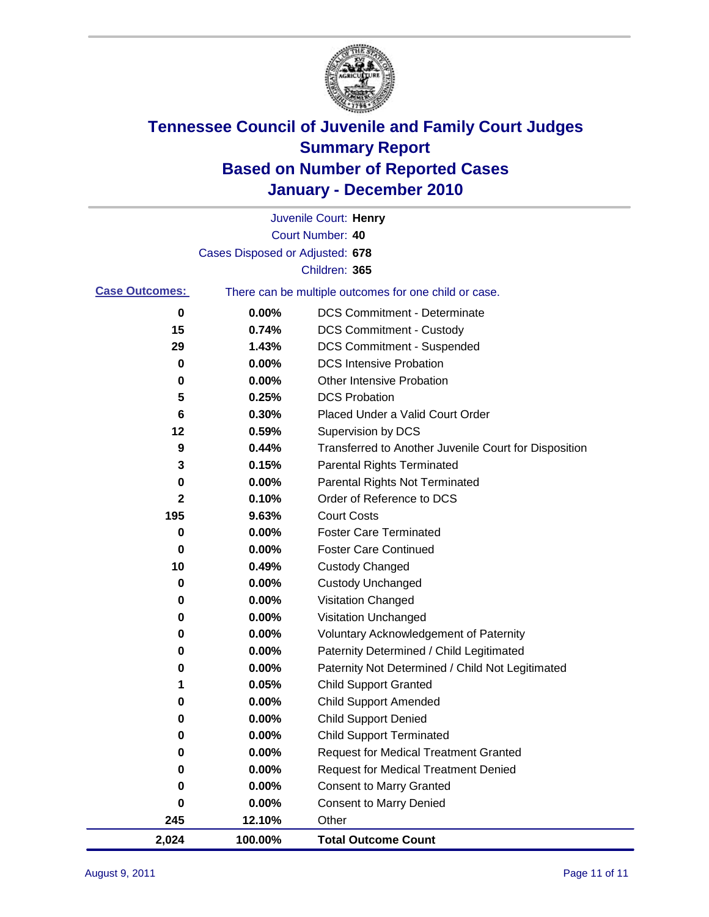# Tennessee Council of Juvenile and Family Court Judges
## Summary Report
## Based on Number of Reported Cases
## January - December 2010

Juvenile Court: **Henry**
Court Number: **40**
Cases Disposed or Adjusted: **678**
Children: **365**

**Case Outcomes:** There can be multiple outcomes for one child or case.

| | | |
|---|---|---|
| 0 | 0.00% | DCS Commitment - Determinate |
| 15 | 0.74% | DCS Commitment - Custody |
| 29 | 1.43% | DCS Commitment - Suspended |
| 0 | 0.00% | DCS Intensive Probation |
| 0 | 0.00% | Other Intensive Probation |
| 5 | 0.25% | DCS Probation |
| 6 | 0.30% | Placed Under a Valid Court Order |
| 12 | 0.59% | Supervision by DCS |
| 9 | 0.44% | Transferred to Another Juvenile Court for Disposition |
| 3 | 0.15% | Parental Rights Terminated |
| 0 | 0.00% | Parental Rights Not Terminated |
| 2 | 0.10% | Order of Reference to DCS |
| 195 | 9.63% | Court Costs |
| 0 | 0.00% | Foster Care Terminated |
| 0 | 0.00% | Foster Care Continued |
| 10 | 0.49% | Custody Changed |
| 0 | 0.00% | Custody Unchanged |
| 0 | 0.00% | Visitation Changed |
| 0 | 0.00% | Visitation Unchanged |
| 0 | 0.00% | Voluntary Acknowledgement of Paternity |
| 0 | 0.00% | Paternity Determined / Child Legitimated |
| 0 | 0.00% | Paternity Not Determined / Child Not Legitimated |
| 1 | 0.05% | Child Support Granted |
| 0 | 0.00% | Child Support Amended |
| 0 | 0.00% | Child Support Denied |
| 0 | 0.00% | Child Support Terminated |
| 0 | 0.00% | Request for Medical Treatment Granted |
| 0 | 0.00% | Request for Medical Treatment Denied |
| 0 | 0.00% | Consent to Marry Granted |
| 0 | 0.00% | Consent to Marry Denied |
| 245 | 12.10% | Other |
| **2,024** | **100.00%** | **Total Outcome Count** |